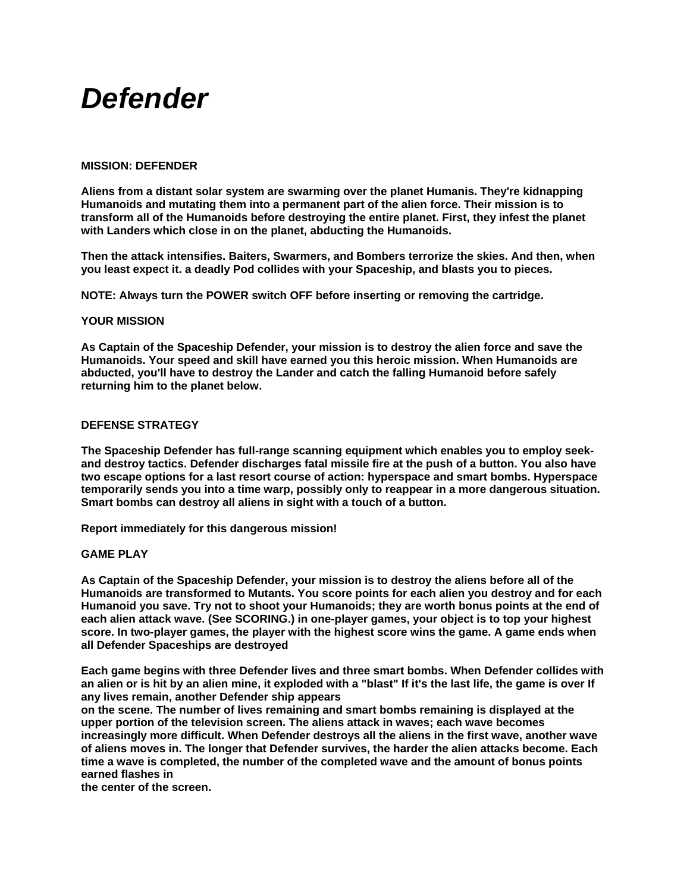# *Defender*

**MISSION: DEFENDER**

**Aliens from a distant solar system are swarming over the planet Humanis. They're kidnapping Humanoids and mutating them into a permanent part of the alien force. Their mission is to transform all of the Humanoids before destroying the entire planet. First, they infest the planet with Landers which close in on the planet, abducting the Humanoids.**

**Then the attack intensifies. Baiters, Swarmers, and Bombers terrorize the skies. And then, when you least expect it. a deadly Pod collides with your Spaceship, and blasts you to pieces.**

**NOTE: Always turn the POWER switch OFF before inserting or removing the cartridge.**

**YOUR MISSION**

**As Captain of the Spaceship Defender, your mission is to destroy the alien force and save the Humanoids. Your speed and skill have earned you this heroic mission. When Humanoids are abducted, you'll have to destroy the Lander and catch the falling Humanoid before safely returning him to the planet below.**

**DEFENSE STRATEGY**

**The Spaceship Defender has full-range scanning equipment which enables you to employ seek-and destroy tactics. Defender discharges fatal missile fire at the push of a button. You also have two escape options for a last resort course of action: hyperspace and smart bombs. Hyperspace temporarily sends you into a time warp, possibly only to reappear in a more dangerous situation. Smart bombs can destroy all aliens in sight with a touch of a button.**

**Report immediately for this dangerous mission!**

**GAME PLAY**

**As Captain of the Spaceship Defender, your mission is to destroy the aliens before all of the Humanoids are transformed to Mutants. You score points for each alien you destroy and for each Humanoid you save. Try not to shoot your Humanoids; they are worth bonus points at the end of each alien attack wave. (See SCORING.) in one-player games, your object is to top your highest score. In two-player games, the player with the highest score wins the game. A game ends when all Defender Spaceships are destroyed**

**Each game begins with three Defender lives and three smart bombs. When Defender collides with an alien or is hit by an alien mine, it exploded with a "blast" If it's the last life, the game is over If any lives remain, another Defender ship appears on the scene. The number of lives remaining and smart bombs remaining is displayed at the upper portion of the television screen. The aliens attack in waves; each wave becomes increasingly more difficult. When Defender destroys all the aliens in the first wave, another wave of aliens moves in. The longer that Defender survives, the harder the alien attacks become. Each time a wave is completed, the number of the completed wave and the amount of bonus points earned flashes in the center of the screen.**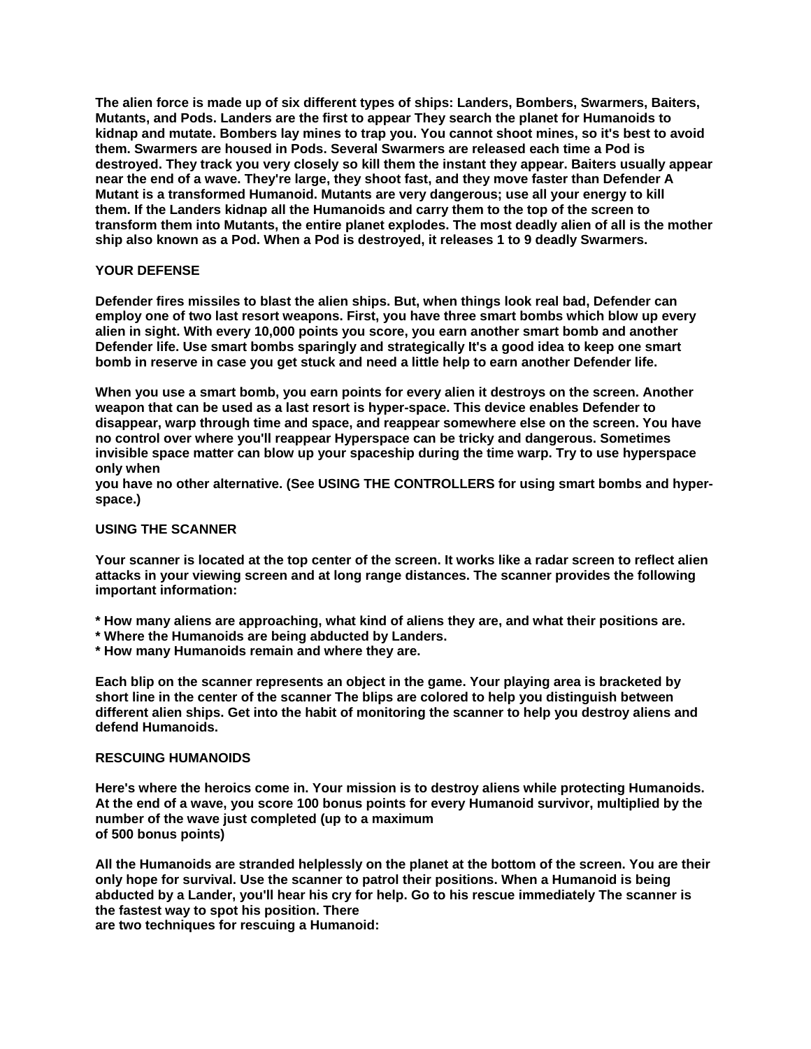**The alien force is made up of six different types of ships: Landers, Bombers, Swarmers, Baiters, Mutants, and Pods. Landers are the first to appear They search the planet for Humanoids to kidnap and mutate. Bombers lay mines to trap you. You cannot shoot mines, so it's best to avoid them. Swarmers are housed in Pods. Several Swarmers are released each time a Pod is destroyed. They track you very closely so kill them the instant they appear. Baiters usually appear near the end of a wave. They're large, they shoot fast, and they move faster than Defender A Mutant is a transformed Humanoid. Mutants are very dangerous; use all your energy to kill them. If the Landers kidnap all the Humanoids and carry them to the top of the screen to transform them into Mutants, the entire planet explodes. The most deadly alien of all is the mother ship also known as a Pod. When a Pod is destroyed, it releases 1 to 9 deadly Swarmers.**

## YOUR DEFENSE

**Defender fires missiles to blast the alien ships. But, when things look real bad, Defender can employ one of two last resort weapons. First, you have three smart bombs which blow up every alien in sight. With every 10,000 points you score, you earn another smart bomb and another Defender life. Use smart bombs sparingly and strategically It's a good idea to keep one smart bomb in reserve in case you get stuck and need a little help to earn another Defender life.**

**When you use a smart bomb, you earn points for every alien it destroys on the screen. Another weapon that can be used as a last resort is hyper-space. This device enables Defender to disappear, warp through time and space, and reappear somewhere else on the screen. You have no control over where you'll reappear Hyperspace can be tricky and dangerous. Sometimes invisible space matter can blow up your spaceship during the time warp. Try to use hyperspace only when you have no other alternative. (See USING THE CONTROLLERS for using smart bombs and hyper-space.)**

## USING THE SCANNER

**Your scanner is located at the top center of the screen. It works like a radar screen to reflect alien attacks in your viewing screen and at long range distances. The scanner provides the following important information:**

- **How many aliens are approaching, what kind of aliens they are, and what their positions are.**
- **Where the Humanoids are being abducted by Landers.**
- **How many Humanoids remain and where they are.**

**Each blip on the scanner represents an object in the game. Your playing area is bracketed by short line in the center of the scanner The blips are colored to help you distinguish between different alien ships. Get into the habit of monitoring the scanner to help you destroy aliens and defend Humanoids.**

## RESCUING HUMANOIDS

**Here's where the heroics come in. Your mission is to destroy aliens while protecting Humanoids. At the end of a wave, you score 100 bonus points for every Humanoid survivor, multiplied by the number of the wave just completed (up to a maximum of 500 bonus points)**

**All the Humanoids are stranded helplessly on the planet at the bottom of the screen. You are their only hope for survival. Use the scanner to patrol their positions. When a Humanoid is being abducted by a Lander, you'll hear his cry for help. Go to his rescue immediately The scanner is the fastest way to spot his position. There are two techniques for rescuing a Humanoid:**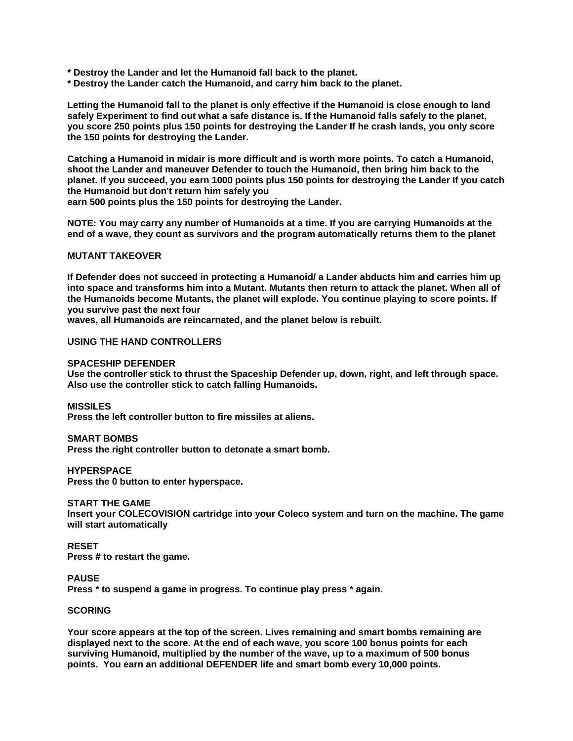* Destroy the Lander and let the Humanoid fall back to the planet.
* Destroy the Lander catch the Humanoid, and carry him back to the planet.

Letting the Humanoid fall to the planet is only effective if the Humanoid is close enough to land safely Experiment to find out what a safe distance is. If the Humanoid falls safely to the planet, you score 250 points plus 150 points for destroying the Lander If he crash lands, you only score the 150 points for destroying the Lander.

Catching a Humanoid in midair is more difficult and is worth more points. To catch a Humanoid, shoot the Lander and maneuver Defender to touch the Humanoid, then bring him back to the planet. If you succeed, you earn 1000 points plus 150 points for destroying the Lander If you catch the Humanoid but don't return him safely you
earn 500 points plus the 150 points for destroying the Lander.

NOTE: You may carry any number of Humanoids at a time. If you are carrying Humanoids at the end of a wave, they count as survivors and the program automatically returns them to the planet

## MUTANT TAKEOVER

If Defender does not succeed in protecting a Humanoid/ a Lander abducts him and carries him up into space and transforms him into a Mutant. Mutants then return to attack the planet. When all of the Humanoids become Mutants, the planet will explode. You continue playing to score points. If you survive past the next four
waves, all Humanoids are reincarnated, and the planet below is rebuilt.

## USING THE HAND CONTROLLERS

### SPACESHIP DEFENDER
Use the controller stick to thrust the Spaceship Defender up, down, right, and left through space. Also use the controller stick to catch falling Humanoids.

### MISSILES
Press the left controller button to fire missiles at aliens.

### SMART BOMBS
Press the right controller button to detonate a smart bomb.

### HYPERSPACE
Press the 0 button to enter hyperspace.

### START THE GAME
Insert your COLECOVISION cartridge into your Coleco system and turn on the machine. The game will start automatically

### RESET
Press # to restart the game.

### PAUSE
Press * to suspend a game in progress. To continue play press * again.

## SCORING

Your score appears at the top of the screen. Lives remaining and smart bombs remaining are displayed next to the score. At the end of each wave, you score 100 bonus points for each surviving Humanoid, multiplied by the number of the wave, up to a maximum of 500 bonus points. You earn an additional DEFENDER life and smart bomb every 10,000 points.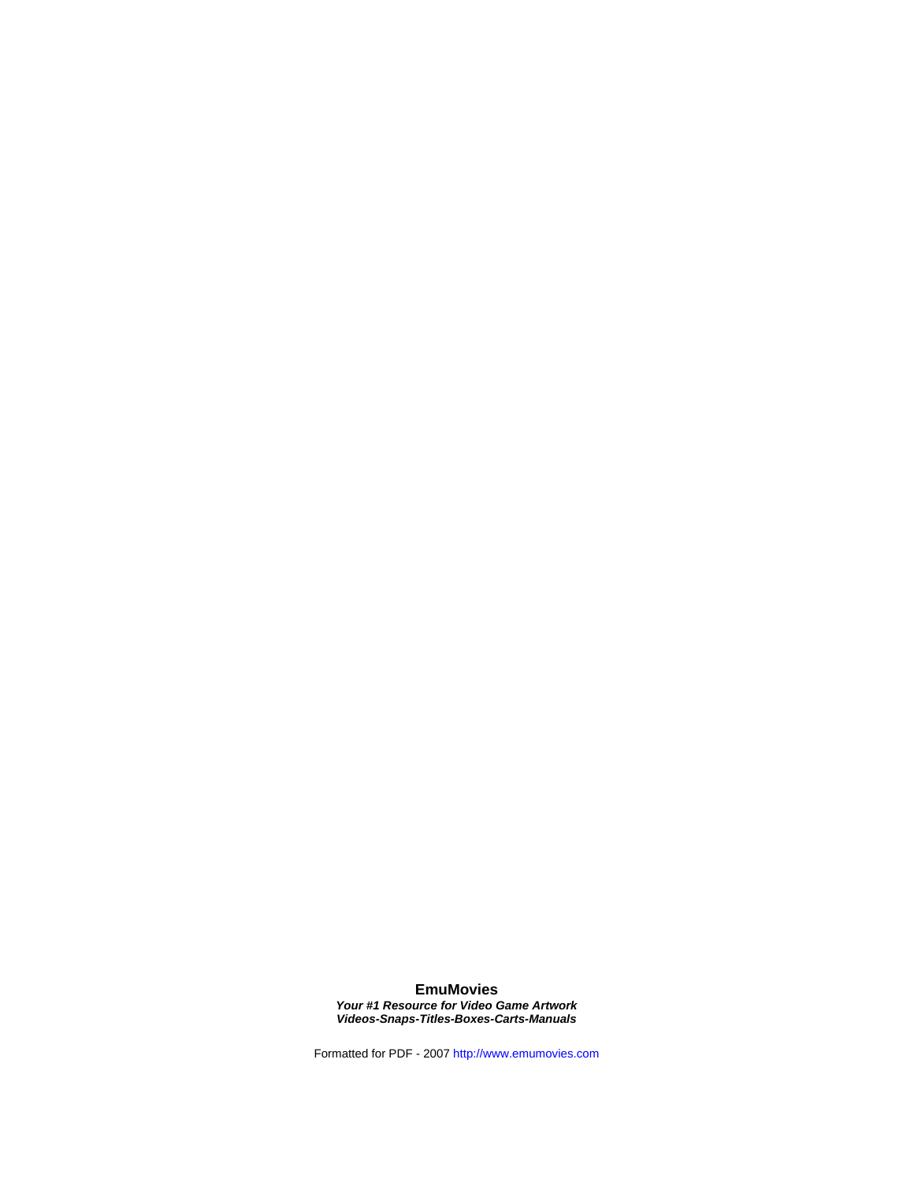**EmuMovies**

***Your #1 Resource for Video Game Artwork***

***Videos-Snaps-Titles-Boxes-Carts-Manuals***

Formatted for PDF - 2007 http://www.emumovies.com